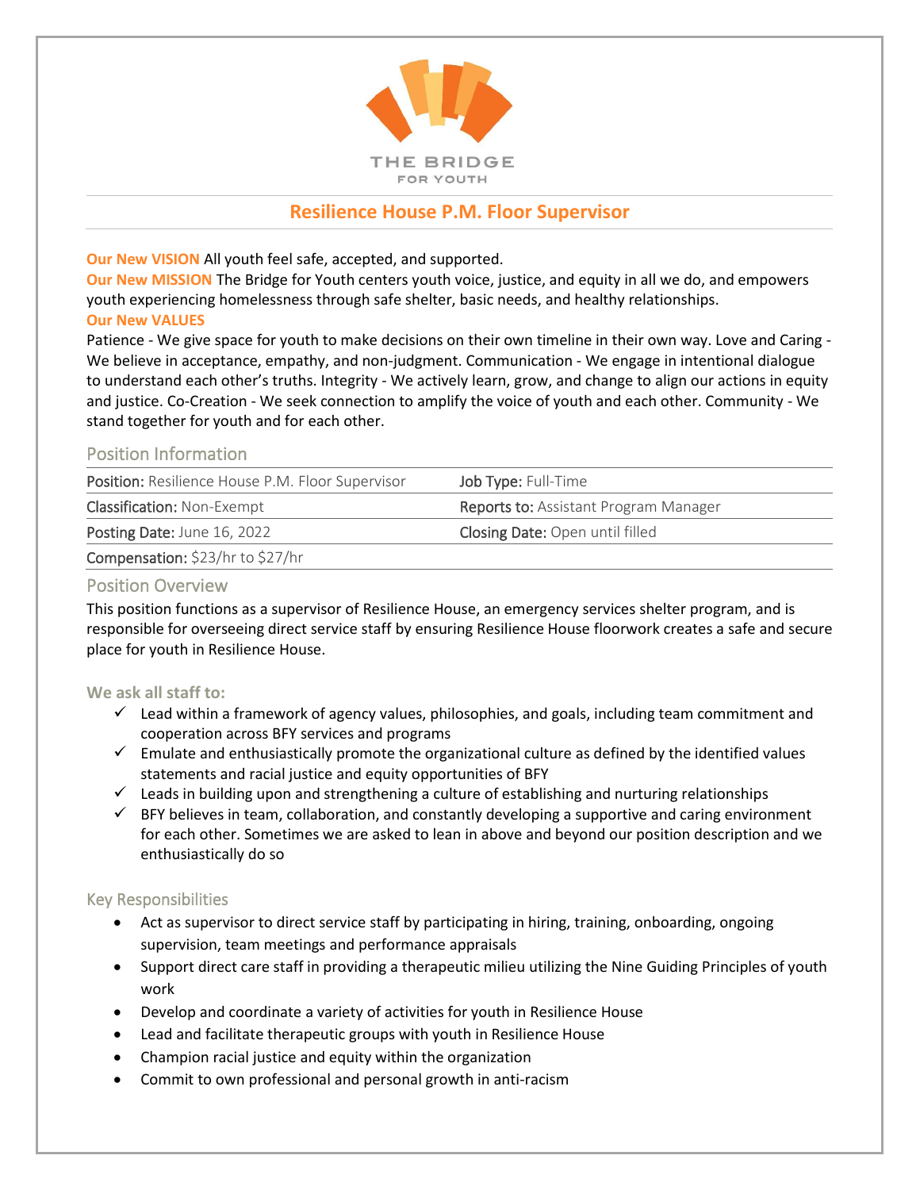THE BRIDGE

FOR YOUTH

# Resilience House P.M. Floor Supervisor

**Our New VISION** All youth feel safe, accepted, and supported.

**Our New MISSION** The Bridge for Youth centers youth voice, justice, and equity in all we do, and empowers youth experiencing homelessness through safe shelter, basic needs, and healthy relationships.

**Our New VALUES**

Patience - We give space for youth to make decisions on their own timeline in their own way. Love and Caring - We believe in acceptance, empathy, and non-judgment. Communication - We engage in intentional dialogue to understand each other's truths. Integrity - We actively learn, grow, and change to align our actions in equity and justice. Co-Creation - We seek connection to amplify the voice of youth and each other. Community - We stand together for youth and for each other.

## Position Information

| | |
|---|---|
| **Position:** Resilience House P.M. Floor Supervisor | **Job Type:** Full-Time |
| **Classification:** Non-Exempt | **Reports to:** Assistant Program Manager |
| **Posting Date:** June 16, 2022 | **Closing Date:** Open until filled |
| **Compensation:** $23/hr to $27/hr | |

## Position Overview

This position functions as a supervisor of Resilience House, an emergency services shelter program, and is responsible for overseeing direct service staff by ensuring Resilience House floorwork creates a safe and secure place for youth in Resilience House.

### We ask all staff to:

- ✓ Lead within a framework of agency values, philosophies, and goals, including team commitment and cooperation across BFY services and programs
- ✓ Emulate and enthusiastically promote the organizational culture as defined by the identified values statements and racial justice and equity opportunities of BFY
- ✓ Leads in building upon and strengthening a culture of establishing and nurturing relationships
- ✓ BFY believes in team, collaboration, and constantly developing a supportive and caring environment for each other. Sometimes we are asked to lean in above and beyond our position description and we enthusiastically do so

## Key Responsibilities

- Act as supervisor to direct service staff by participating in hiring, training, onboarding, ongoing supervision, team meetings and performance appraisals
- Support direct care staff in providing a therapeutic milieu utilizing the Nine Guiding Principles of youth work
- Develop and coordinate a variety of activities for youth in Resilience House
- Lead and facilitate therapeutic groups with youth in Resilience House
- Champion racial justice and equity within the organization
- Commit to own professional and personal growth in anti-racism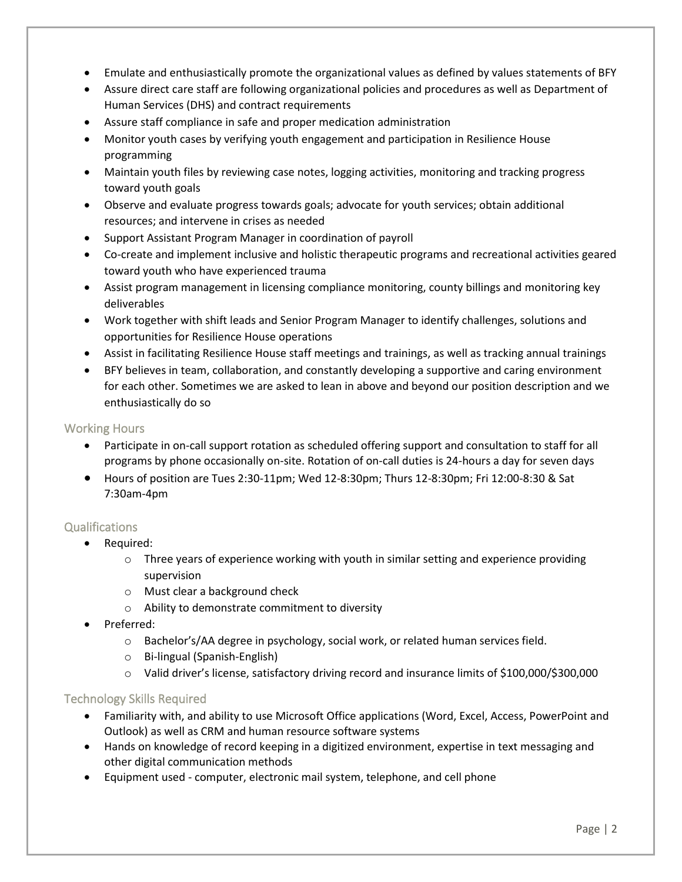- Emulate and enthusiastically promote the organizational values as defined by values statements of BFY
- Assure direct care staff are following organizational policies and procedures as well as Department of Human Services (DHS) and contract requirements
- Assure staff compliance in safe and proper medication administration
- Monitor youth cases by verifying youth engagement and participation in Resilience House programming
- Maintain youth files by reviewing case notes, logging activities, monitoring and tracking progress toward youth goals
- Observe and evaluate progress towards goals; advocate for youth services; obtain additional resources; and intervene in crises as needed
- Support Assistant Program Manager in coordination of payroll
- Co-create and implement inclusive and holistic therapeutic programs and recreational activities geared toward youth who have experienced trauma
- Assist program management in licensing compliance monitoring, county billings and monitoring key deliverables
- Work together with shift leads and Senior Program Manager to identify challenges, solutions and opportunities for Resilience House operations
- Assist in facilitating Resilience House staff meetings and trainings, as well as tracking annual trainings
- BFY believes in team, collaboration, and constantly developing a supportive and caring environment for each other. Sometimes we are asked to lean in above and beyond our position description and we enthusiastically do so

## Working Hours

- Participate in on-call support rotation as scheduled offering support and consultation to staff for all programs by phone occasionally on-site. Rotation of on-call duties is 24-hours a day for seven days
- Hours of position are Tues 2:30-11pm; Wed 12-8:30pm; Thurs 12-8:30pm; Fri 12:00-8:30 & Sat 7:30am-4pm

## Qualifications

- Required:
  - Three years of experience working with youth in similar setting and experience providing supervision
  - Must clear a background check
  - Ability to demonstrate commitment to diversity
- Preferred:
  - Bachelor's/AA degree in psychology, social work, or related human services field.
  - Bi-lingual (Spanish-English)
  - Valid driver's license, satisfactory driving record and insurance limits of $100,000/$300,000

## Technology Skills Required

- Familiarity with, and ability to use Microsoft Office applications (Word, Excel, Access, PowerPoint and Outlook) as well as CRM and human resource software systems
- Hands on knowledge of record keeping in a digitized environment, expertise in text messaging and other digital communication methods
- Equipment used - computer, electronic mail system, telephone, and cell phone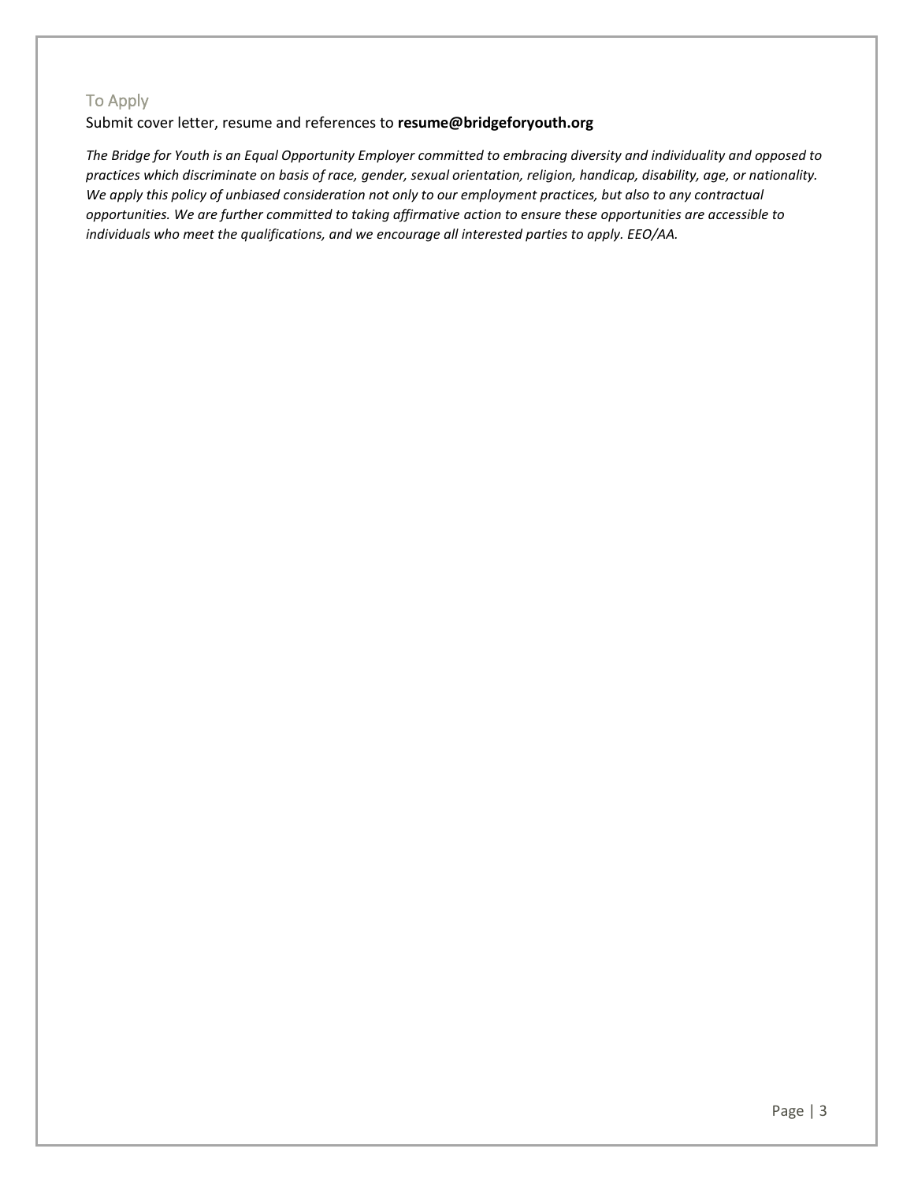## To Apply

Submit cover letter, resume and references to **resume@bridgeforyouth.org**

*The Bridge for Youth is an Equal Opportunity Employer committed to embracing diversity and individuality and opposed to practices which discriminate on basis of race, gender, sexual orientation, religion, handicap, disability, age, or nationality. We apply this policy of unbiased consideration not only to our employment practices, but also to any contractual opportunities. We are further committed to taking affirmative action to ensure these opportunities are accessible to individuals who meet the qualifications, and we encourage all interested parties to apply. EEO/AA.*